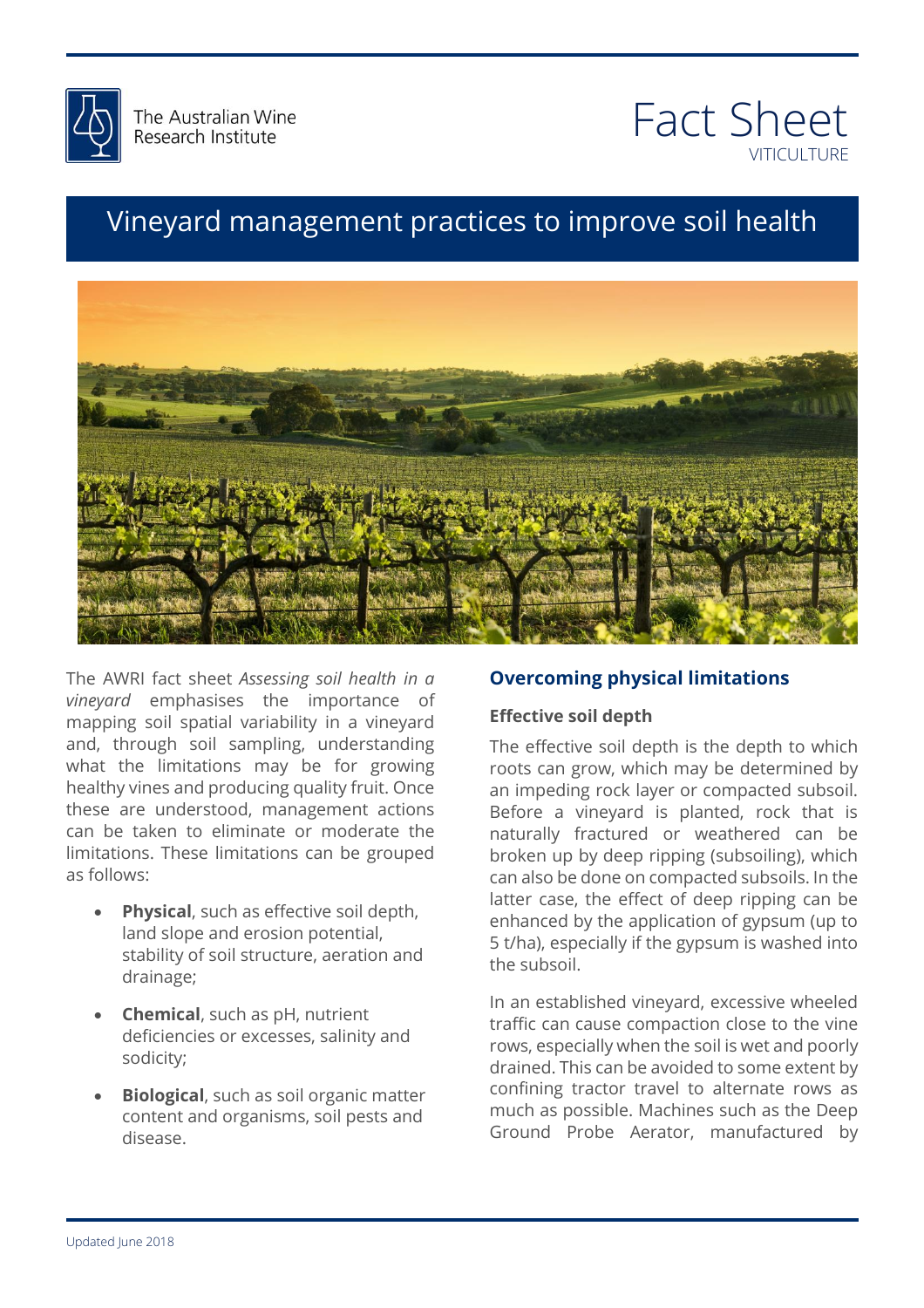The Australian Wine Research Institute

# Fact Sheet

VITICULTURE

# Vineyard management practices to improve soil health

The AWRI fact sheet *Assessing soil health in a vineyard* emphasises the importance of mapping soil spatial variability in a vineyard and, through soil sampling, understanding what the limitations may be for growing healthy vines and producing quality fruit. Once these are understood, management actions can be taken to eliminate or moderate the limitations. These limitations can be grouped as follows:

- **Physical**, such as effective soil depth, land slope and erosion potential, stability of soil structure, aeration and drainage;
- **Chemical**, such as pH, nutrient deficiencies or excesses, salinity and sodicity;
- **Biological**, such as soil organic matter content and organisms, soil pests and disease.

## Overcoming physical limitations

### Effective soil depth

The effective soil depth is the depth to which roots can grow, which may be determined by an impeding rock layer or compacted subsoil. Before a vineyard is planted, rock that is naturally fractured or weathered can be broken up by deep ripping (subsoiling), which can also be done on compacted subsoils. In the latter case, the effect of deep ripping can be enhanced by the application of gypsum (up to 5 t/ha), especially if the gypsum is washed into the subsoil.

In an established vineyard, excessive wheeled traffic can cause compaction close to the vine rows, especially when the soil is wet and poorly drained. This can be avoided to some extent by confining tractor travel to alternate rows as much as possible. Machines such as the Deep Ground Probe Aerator, manufactured by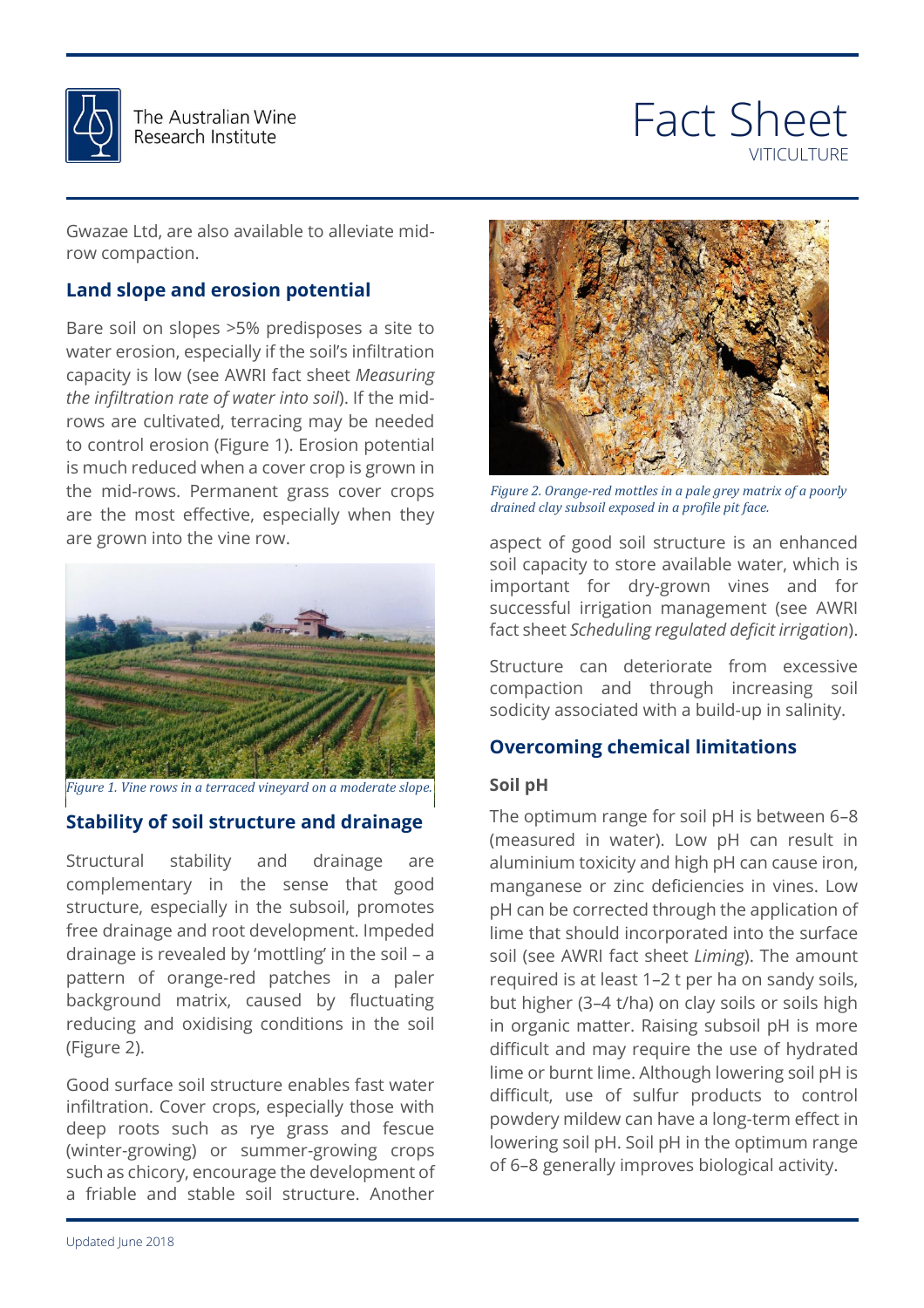Gwazae Ltd, are also available to alleviate mid-row compaction.

## Land slope and erosion potential

Bare soil on slopes >5% predisposes a site to water erosion, especially if the soil's infiltration capacity is low (see AWRI fact sheet *Measuring the infiltration rate of water into soil*). If the mid-rows are cultivated, terracing may be needed to control erosion (Figure 1). Erosion potential is much reduced when a cover crop is grown in the mid-rows. Permanent grass cover crops are the most effective, especially when they are grown into the vine row.

*Figure 1. Vine rows in a terraced vineyard on a moderate slope.*

## Stability of soil structure and drainage

Structural stability and drainage are complementary in the sense that good structure, especially in the subsoil, promotes free drainage and root development. Impeded drainage is revealed by 'mottling' in the soil – a pattern of orange-red patches in a paler background matrix, caused by fluctuating reducing and oxidising conditions in the soil (Figure 2).

*Figure 2. Orange-red mottles in a pale grey matrix of a poorly drained clay subsoil exposed in a profile pit face.*

Good surface soil structure enables fast water infiltration. Cover crops, especially those with deep roots such as rye grass and fescue (winter-growing) or summer-growing crops such as chicory, encourage the development of a friable and stable soil structure. Another aspect of good soil structure is an enhanced soil capacity to store available water, which is important for dry-grown vines and for successful irrigation management (see AWRI fact sheet *Scheduling regulated deficit irrigation*).

Structure can deteriorate from excessive compaction and through increasing soil sodicity associated with a build-up in salinity.

## Overcoming chemical limitations

### Soil pH

The optimum range for soil pH is between 6–8 (measured in water). Low pH can result in aluminium toxicity and high pH can cause iron, manganese or zinc deficiencies in vines. Low pH can be corrected through the application of lime that should incorporated into the surface soil (see AWRI fact sheet *Liming*). The amount required is at least 1–2 t per ha on sandy soils, but higher (3–4 t/ha) on clay soils or soils high in organic matter. Raising subsoil pH is more difficult and may require the use of hydrated lime or burnt lime. Although lowering soil pH is difficult, use of sulfur products to control powdery mildew can have a long-term effect in lowering soil pH. Soil pH in the optimum range of 6–8 generally improves biological activity.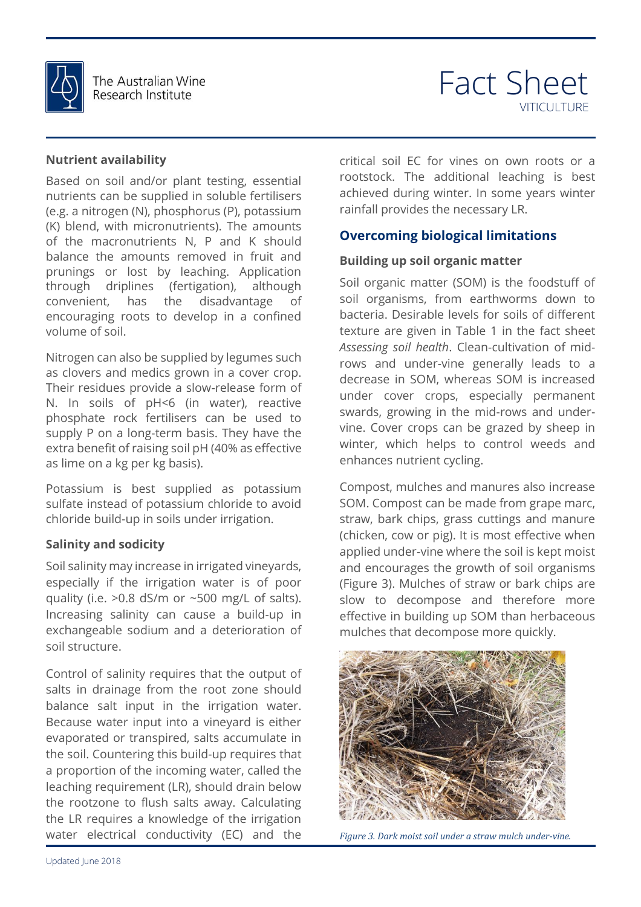## Nutrient availability

Based on soil and/or plant testing, essential nutrients can be supplied in soluble fertilisers (e.g. a nitrogen (N), phosphorus (P), potassium (K) blend, with micronutrients). The amounts of the macronutrients N, P and K should balance the amounts removed in fruit and prunings or lost by leaching. Application through driplines (fertigation), although convenient, has the disadvantage of encouraging roots to develop in a confined volume of soil.

Nitrogen can also be supplied by legumes such as clovers and medics grown in a cover crop. Their residues provide a slow-release form of N. In soils of pH<6 (in water), reactive phosphate rock fertilisers can be used to supply P on a long-term basis. They have the extra benefit of raising soil pH (40% as effective as lime on a kg per kg basis).

Potassium is best supplied as potassium sulfate instead of potassium chloride to avoid chloride build-up in soils under irrigation.

## Salinity and sodicity

Soil salinity may increase in irrigated vineyards, especially if the irrigation water is of poor quality (i.e. >0.8 dS/m or ~500 mg/L of salts). Increasing salinity can cause a build-up in exchangeable sodium and a deterioration of soil structure.

Control of salinity requires that the output of salts in drainage from the root zone should balance salt input in the irrigation water. Because water input into a vineyard is either evaporated or transpired, salts accumulate in the soil. Countering this build-up requires that a proportion of the incoming water, called the leaching requirement (LR), should drain below the rootzone to flush salts away. Calculating the LR requires a knowledge of the irrigation water electrical conductivity (EC) and the critical soil EC for vines on own roots or a rootstock. The additional leaching is best achieved during winter. In some years winter rainfall provides the necessary LR.

# Overcoming biological limitations

## Building up soil organic matter

Soil organic matter (SOM) is the foodstuff of soil organisms, from earthworms down to bacteria. Desirable levels for soils of different texture are given in Table 1 in the fact sheet *Assessing soil health*. Clean-cultivation of mid-rows and under-vine generally leads to a decrease in SOM, whereas SOM is increased under cover crops, especially permanent swards, growing in the mid-rows and under-vine. Cover crops can be grazed by sheep in winter, which helps to control weeds and enhances nutrient cycling.

Compost, mulches and manures also increase SOM. Compost can be made from grape marc, straw, bark chips, grass cuttings and manure (chicken, cow or pig). It is most effective when applied under-vine where the soil is kept moist and encourages the growth of soil organisms (Figure 3). Mulches of straw or bark chips are slow to decompose and therefore more effective in building up SOM than herbaceous mulches that decompose more quickly.

*Figure 3. Dark moist soil under a straw mulch under-vine.*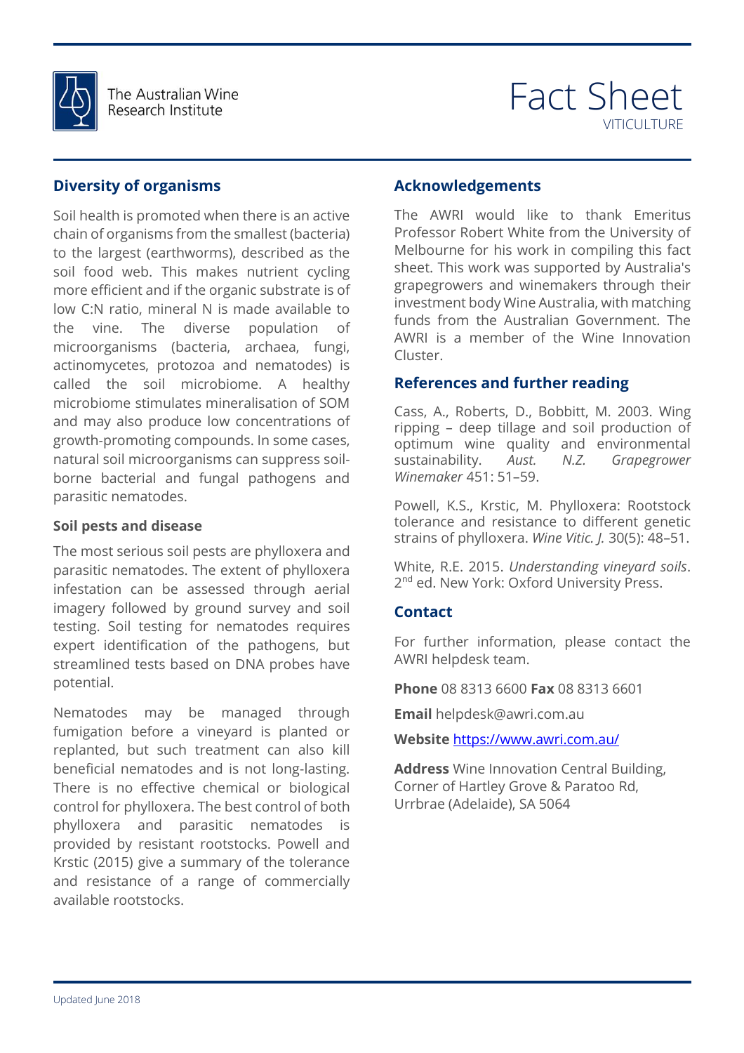## Diversity of organisms

Soil health is promoted when there is an active chain of organisms from the smallest (bacteria) to the largest (earthworms), described as the soil food web. This makes nutrient cycling more efficient and if the organic substrate is of low C:N ratio, mineral N is made available to the vine. The diverse population of microorganisms (bacteria, archaea, fungi, actinomycetes, protozoa and nematodes) is called the soil microbiome. A healthy microbiome stimulates mineralisation of SOM and may also produce low concentrations of growth-promoting compounds. In some cases, natural soil microorganisms can suppress soil-borne bacterial and fungal pathogens and parasitic nematodes.

### Soil pests and disease

The most serious soil pests are phylloxera and parasitic nematodes. The extent of phylloxera infestation can be assessed through aerial imagery followed by ground survey and soil testing. Soil testing for nematodes requires expert identification of the pathogens, but streamlined tests based on DNA probes have potential.

Nematodes may be managed through fumigation before a vineyard is planted or replanted, but such treatment can also kill beneficial nematodes and is not long-lasting. There is no effective chemical or biological control for phylloxera. The best control of both phylloxera and parasitic nematodes is provided by resistant rootstocks. Powell and Krstic (2015) give a summary of the tolerance and resistance of a range of commercially available rootstocks.

## Acknowledgements

The AWRI would like to thank Emeritus Professor Robert White from the University of Melbourne for his work in compiling this fact sheet. This work was supported by Australia's grapegrowers and winemakers through their investment body Wine Australia, with matching funds from the Australian Government. The AWRI is a member of the Wine Innovation Cluster.

## References and further reading

Cass, A., Roberts, D., Bobbitt, M. 2003. Wing ripping – deep tillage and soil production of optimum wine quality and environmental sustainability. *Aust. N.Z. Grapegrower Winemaker* 451: 51–59.

Powell, K.S., Krstic, M. Phylloxera: Rootstock tolerance and resistance to different genetic strains of phylloxera. *Wine Vitic. J.* 30(5): 48–51.

White, R.E. 2015. *Understanding vineyard soils*. 2nd ed. New York: Oxford University Press.

## Contact

For further information, please contact the AWRI helpdesk team.

**Phone** 08 8313 6600 **Fax** 08 8313 6601

**Email** helpdesk@awri.com.au

**Website** https://www.awri.com.au/

**Address** Wine Innovation Central Building, Corner of Hartley Grove & Paratoo Rd, Urrbrae (Adelaide), SA 5064

Updated June 2018